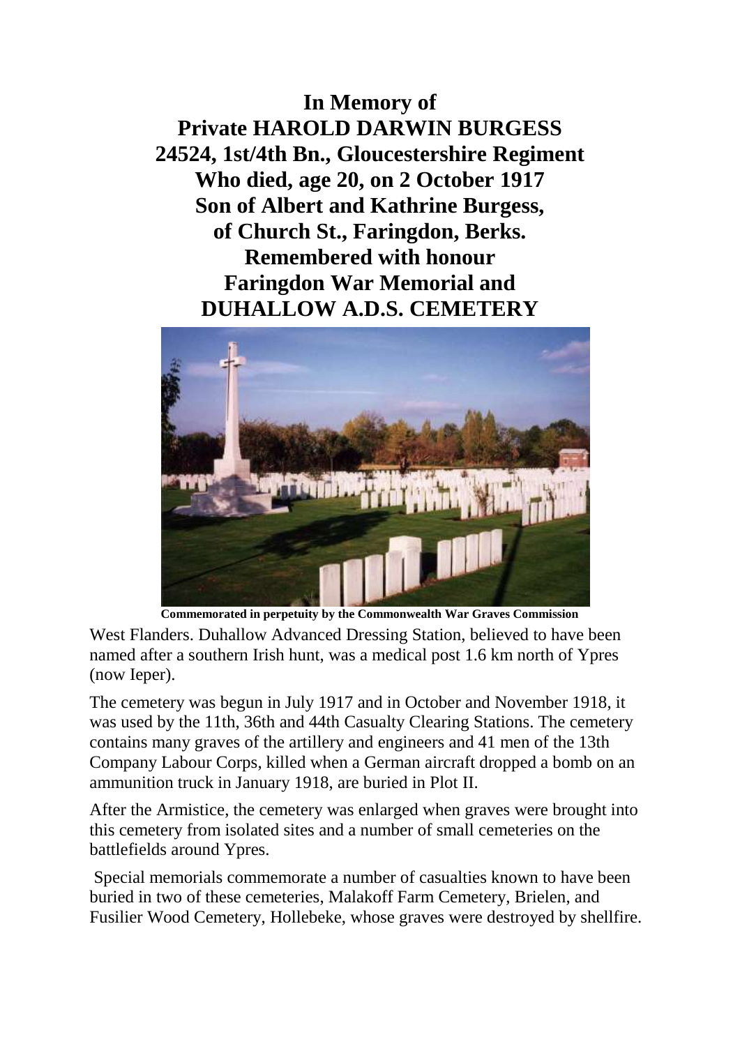**In Memory of**
**Private HAROLD DARWIN BURGESS**
**24524, 1st/4th Bn., Gloucestershire Regiment**
**Who died, age 20, on 2 October 1917**
**Son of Albert and Kathrine Burgess,**
**of Church St., Faringdon, Berks.**
**Remembered with honour**
**Faringdon War Memorial and**
**DUHALLOW A.D.S. CEMETERY**

**Commemorated in perpetuity by the Commonwealth War Graves Commission**

West Flanders. Duhallow Advanced Dressing Station, believed to have been named after a southern Irish hunt, was a medical post 1.6 km north of Ypres (now Ieper).

The cemetery was begun in July 1917 and in October and November 1918, it was used by the 11th, 36th and 44th Casualty Clearing Stations. The cemetery contains many graves of the artillery and engineers and 41 men of the 13th Company Labour Corps, killed when a German aircraft dropped a bomb on an ammunition truck in January 1918, are buried in Plot II.

After the Armistice, the cemetery was enlarged when graves were brought into this cemetery from isolated sites and a number of small cemeteries on the battlefields around Ypres.

Special memorials commemorate a number of casualties known to have been buried in two of these cemeteries, Malakoff Farm Cemetery, Brielen, and Fusilier Wood Cemetery, Hollebeke, whose graves were destroyed by shellfire.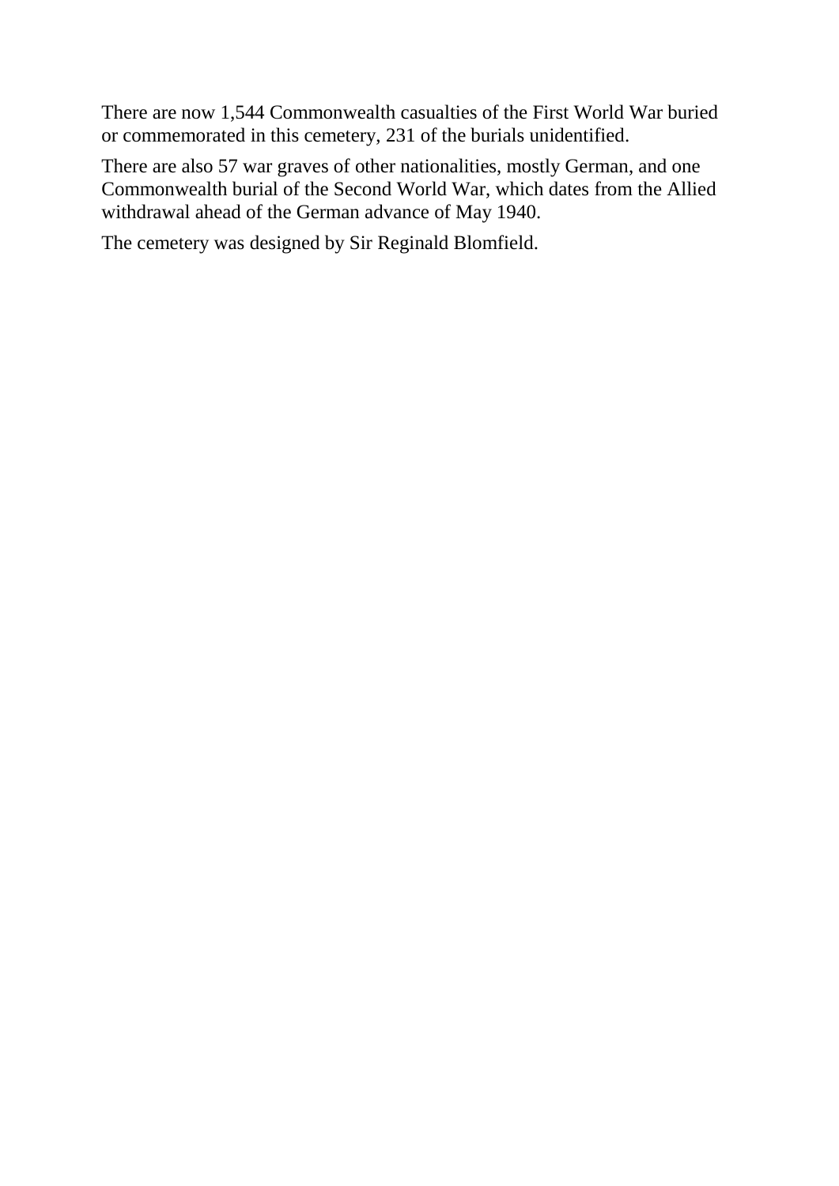There are now 1,544 Commonwealth casualties of the First World War buried or commemorated in this cemetery, 231 of the burials unidentified.

There are also 57 war graves of other nationalities, mostly German, and one Commonwealth burial of the Second World War, which dates from the Allied withdrawal ahead of the German advance of May 1940.

The cemetery was designed by Sir Reginald Blomfield.